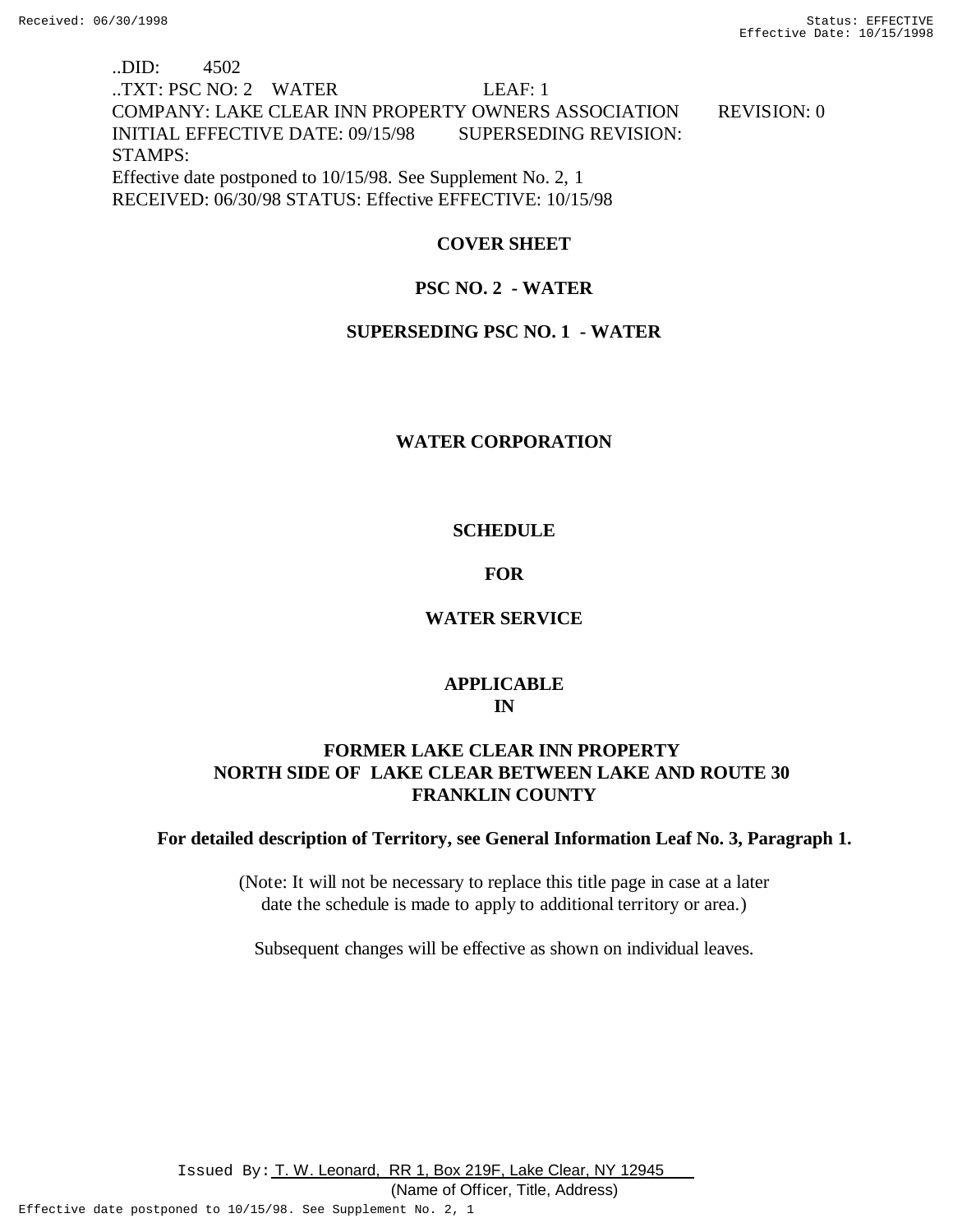..DID: 4502
..TXT: PSC NO: 2 WATER LEAF: 1
COMPANY: LAKE CLEAR INN PROPERTY OWNERS ASSOCIATION REVISION: 0
INITIAL EFFECTIVE DATE: 09/15/98 SUPERSEDING REVISION:
STAMPS:
Effective date postponed to 10/15/98. See Supplement No. 2, 1
RECEIVED: 06/30/98 STATUS: Effective EFFECTIVE: 10/15/98

**COVER SHEET**

**PSC NO. 2 - WATER**

**SUPERSEDING PSC NO. 1 - WATER**

**WATER CORPORATION**

**SCHEDULE**

**FOR**

**WATER SERVICE**

**APPLICABLE**
**IN**

**FORMER LAKE CLEAR INN PROPERTY**
**NORTH SIDE OF LAKE CLEAR BETWEEN LAKE AND ROUTE 30**
**FRANKLIN COUNTY**

**For detailed description of Territory, see General Information Leaf No. 3, Paragraph 1.**

(Note: It will not be necessary to replace this title page in case at a later date the schedule is made to apply to additional territory or area.)

Subsequent changes will be effective as shown on individual leaves.

Issued By: T. W. Leonard, RR 1, Box 219F, Lake Clear, NY 12945
(Name of Officer, Title, Address)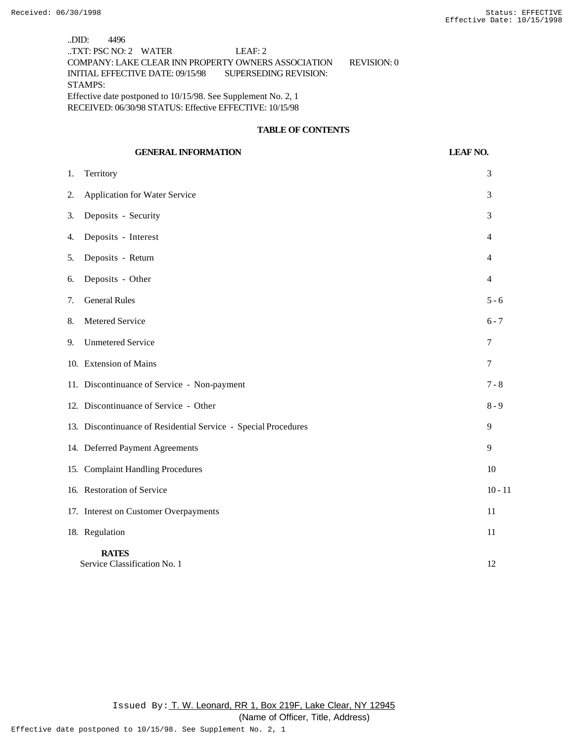..DID: 4496
..TXT: PSC NO: 2 WATER LEAF: 2
COMPANY: LAKE CLEAR INN PROPERTY OWNERS ASSOCIATION REVISION: 0
INITIAL EFFECTIVE DATE: 09/15/98 SUPERSEDING REVISION:
STAMPS:
Effective date postponed to 10/15/98. See Supplement No. 2, 1
RECEIVED: 06/30/98 STATUS: Effective EFFECTIVE: 10/15/98

## TABLE OF CONTENTS

| GENERAL INFORMATION | LEAF NO. |
|---|---|
| 1. Territory | 3 |
| 2. Application for Water Service | 3 |
| 3. Deposits - Security | 3 |
| 4. Deposits - Interest | 4 |
| 5. Deposits - Return | 4 |
| 6. Deposits - Other | 4 |
| 7. General Rules | 5 - 6 |
| 8. Metered Service | 6 - 7 |
| 9. Unmetered Service | 7 |
| 10. Extension of Mains | 7 |
| 11. Discontinuance of Service - Non-payment | 7 - 8 |
| 12. Discontinuance of Service - Other | 8 - 9 |
| 13. Discontinuance of Residential Service - Special Procedures | 9 |
| 14. Deferred Payment Agreements | 9 |
| 15. Complaint Handling Procedures | 10 |
| 16. Restoration of Service | 10 - 11 |
| 17. Interest on Customer Overpayments | 11 |
| 18. Regulation | 11 |
| **RATES** | |
| Service Classification No. 1 | 12 |

Issued By: T. W. Leonard, RR 1, Box 219F, Lake Clear, NY 12945
(Name of Officer, Title, Address)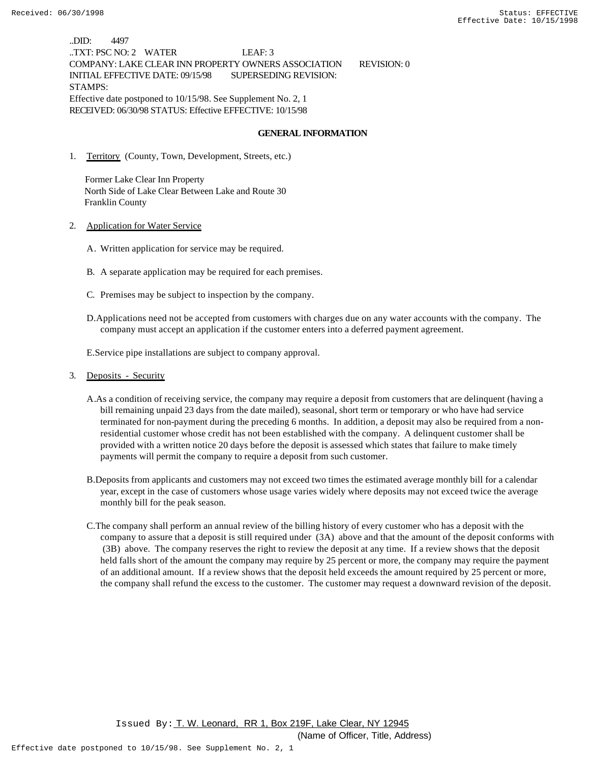..DID: 4497
..TXT: PSC NO: 2 WATER LEAF: 3
COMPANY: LAKE CLEAR INN PROPERTY OWNERS ASSOCIATION REVISION: 0
INITIAL EFFECTIVE DATE: 09/15/98 SUPERSEDING REVISION:
STAMPS:
Effective date postponed to 10/15/98. See Supplement No. 2, 1
RECEIVED: 06/30/98 STATUS: Effective EFFECTIVE: 10/15/98

## GENERAL INFORMATION

1. Territory (County, Town, Development, Streets, etc.)

   Former Lake Clear Inn Property
   North Side of Lake Clear Between Lake and Route 30
   Franklin County

2. Application for Water Service

   A. Written application for service may be required.

   B. A separate application may be required for each premises.

   C. Premises may be subject to inspection by the company.

   D. Applications need not be accepted from customers with charges due on any water accounts with the company. The company must accept an application if the customer enters into a deferred payment agreement.

   E. Service pipe installations are subject to company approval.

3. Deposits - Security

   A. As a condition of receiving service, the company may require a deposit from customers that are delinquent (having a bill remaining unpaid 23 days from the date mailed), seasonal, short term or temporary or who have had service terminated for non-payment during the preceding 6 months. In addition, a deposit may also be required from a non-residential customer whose credit has not been established with the company. A delinquent customer shall be provided with a written notice 20 days before the deposit is assessed which states that failure to make timely payments will permit the company to require a deposit from such customer.

   B. Deposits from applicants and customers may not exceed two times the estimated average monthly bill for a calendar year, except in the case of customers whose usage varies widely where deposits may not exceed twice the average monthly bill for the peak season.

   C. The company shall perform an annual review of the billing history of every customer who has a deposit with the company to assure that a deposit is still required under (3A) above and that the amount of the deposit conforms with (3B) above. The company reserves the right to review the deposit at any time. If a review shows that the deposit held falls short of the amount the company may require by 25 percent or more, the company may require the payment of an additional amount. If a review shows that the deposit held exceeds the amount required by 25 percent or more, the company shall refund the excess to the customer. The customer may request a downward revision of the deposit.

Issued By: T. W. Leonard, RR 1, Box 219F, Lake Clear, NY 12945
(Name of Officer, Title, Address)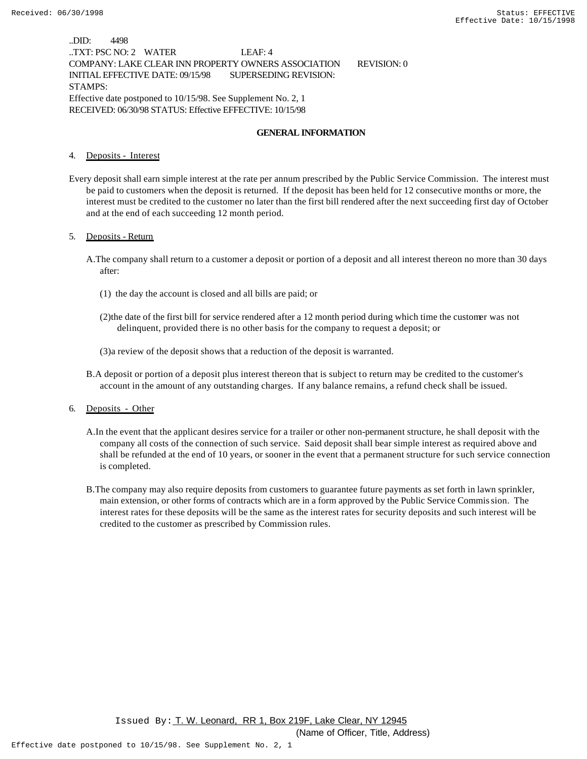..DID: 4498
..TXT: PSC NO: 2 WATER LEAF: 4
COMPANY: LAKE CLEAR INN PROPERTY OWNERS ASSOCIATION REVISION: 0
INITIAL EFFECTIVE DATE: 09/15/98 SUPERSEDING REVISION:
STAMPS:
Effective date postponed to 10/15/98. See Supplement No. 2, 1
RECEIVED: 06/30/98 STATUS: Effective EFFECTIVE: 10/15/98

## GENERAL INFORMATION

4. Deposits - Interest

Every deposit shall earn simple interest at the rate per annum prescribed by the Public Service Commission. The interest must be paid to customers when the deposit is returned. If the deposit has been held for 12 consecutive months or more, the interest must be credited to the customer no later than the first bill rendered after the next succeeding first day of October and at the end of each succeeding 12 month period.

5. Deposits - Return

A. The company shall return to a customer a deposit or portion of a deposit and all interest thereon no more than 30 days after:

(1) the day the account is closed and all bills are paid; or

(2) the date of the first bill for service rendered after a 12 month period during which time the customer was not delinquent, provided there is no other basis for the company to request a deposit; or

(3) a review of the deposit shows that a reduction of the deposit is warranted.

B. A deposit or portion of a deposit plus interest thereon that is subject to return may be credited to the customer's account in the amount of any outstanding charges. If any balance remains, a refund check shall be issued.

6. Deposits - Other

A. In the event that the applicant desires service for a trailer or other non-permanent structure, he shall deposit with the company all costs of the connection of such service. Said deposit shall bear simple interest as required above and shall be refunded at the end of 10 years, or sooner in the event that a permanent structure for such service connection is completed.

B. The company may also require deposits from customers to guarantee future payments as set forth in lawn sprinkler, main extension, or other forms of contracts which are in a form approved by the Public Service Commission. The interest rates for these deposits will be the same as the interest rates for security deposits and such interest will be credited to the customer as prescribed by Commission rules.

Issued By: T. W. Leonard, RR 1, Box 219F, Lake Clear, NY 12945
(Name of Officer, Title, Address)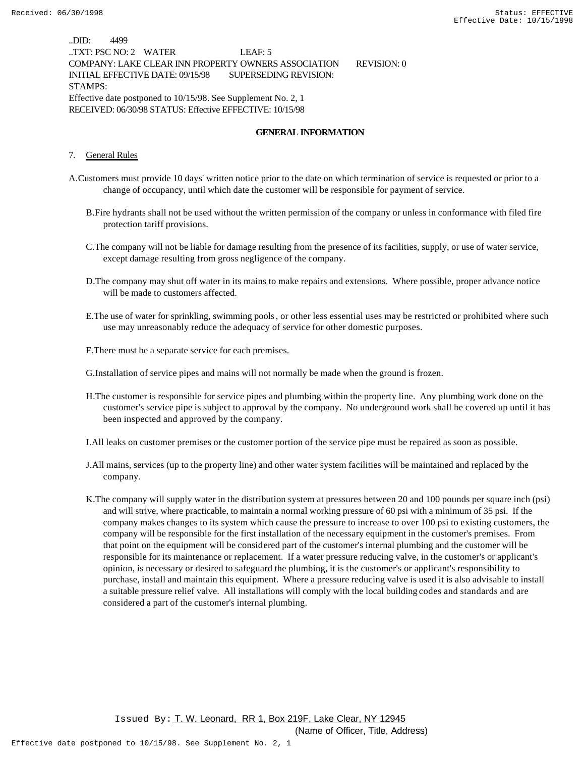..DID: 4499
..TXT: PSC NO: 2 WATER LEAF: 5
COMPANY: LAKE CLEAR INN PROPERTY OWNERS ASSOCIATION REVISION: 0
INITIAL EFFECTIVE DATE: 09/15/98 SUPERSEDING REVISION:
STAMPS:
Effective date postponed to 10/15/98. See Supplement No. 2, 1
RECEIVED: 06/30/98 STATUS: Effective EFFECTIVE: 10/15/98

## GENERAL INFORMATION

7. General Rules

A. Customers must provide 10 days' written notice prior to the date on which termination of service is requested or prior to a change of occupancy, until which date the customer will be responsible for payment of service.

B. Fire hydrants shall not be used without the written permission of the company or unless in conformance with filed fire protection tariff provisions.

C. The company will not be liable for damage resulting from the presence of its facilities, supply, or use of water service, except damage resulting from gross negligence of the company.

D. The company may shut off water in its mains to make repairs and extensions. Where possible, proper advance notice will be made to customers affected.

E. The use of water for sprinkling, swimming pools, or other less essential uses may be restricted or prohibited where such use may unreasonably reduce the adequacy of service for other domestic purposes.

F. There must be a separate service for each premises.

G. Installation of service pipes and mains will not normally be made when the ground is frozen.

H. The customer is responsible for service pipes and plumbing within the property line. Any plumbing work done on the customer's service pipe is subject to approval by the company. No underground work shall be covered up until it has been inspected and approved by the company.

I. All leaks on customer premises or the customer portion of the service pipe must be repaired as soon as possible.

J. All mains, services (up to the property line) and other water system facilities will be maintained and replaced by the company.

K. The company will supply water in the distribution system at pressures between 20 and 100 pounds per square inch (psi) and will strive, where practicable, to maintain a normal working pressure of 60 psi with a minimum of 35 psi. If the company makes changes to its system which cause the pressure to increase to over 100 psi to existing customers, the company will be responsible for the first installation of the necessary equipment in the customer's premises. From that point on the equipment will be considered part of the customer's internal plumbing and the customer will be responsible for its maintenance or replacement. If a water pressure reducing valve, in the customer's or applicant's opinion, is necessary or desired to safeguard the plumbing, it is the customer's or applicant's responsibility to purchase, install and maintain this equipment. Where a pressure reducing valve is used it is also advisable to install a suitable pressure relief valve. All installations will comply with the local building codes and standards and are considered a part of the customer's internal plumbing.

Issued By: T. W. Leonard, RR 1, Box 219F, Lake Clear, NY 12945
(Name of Officer, Title, Address)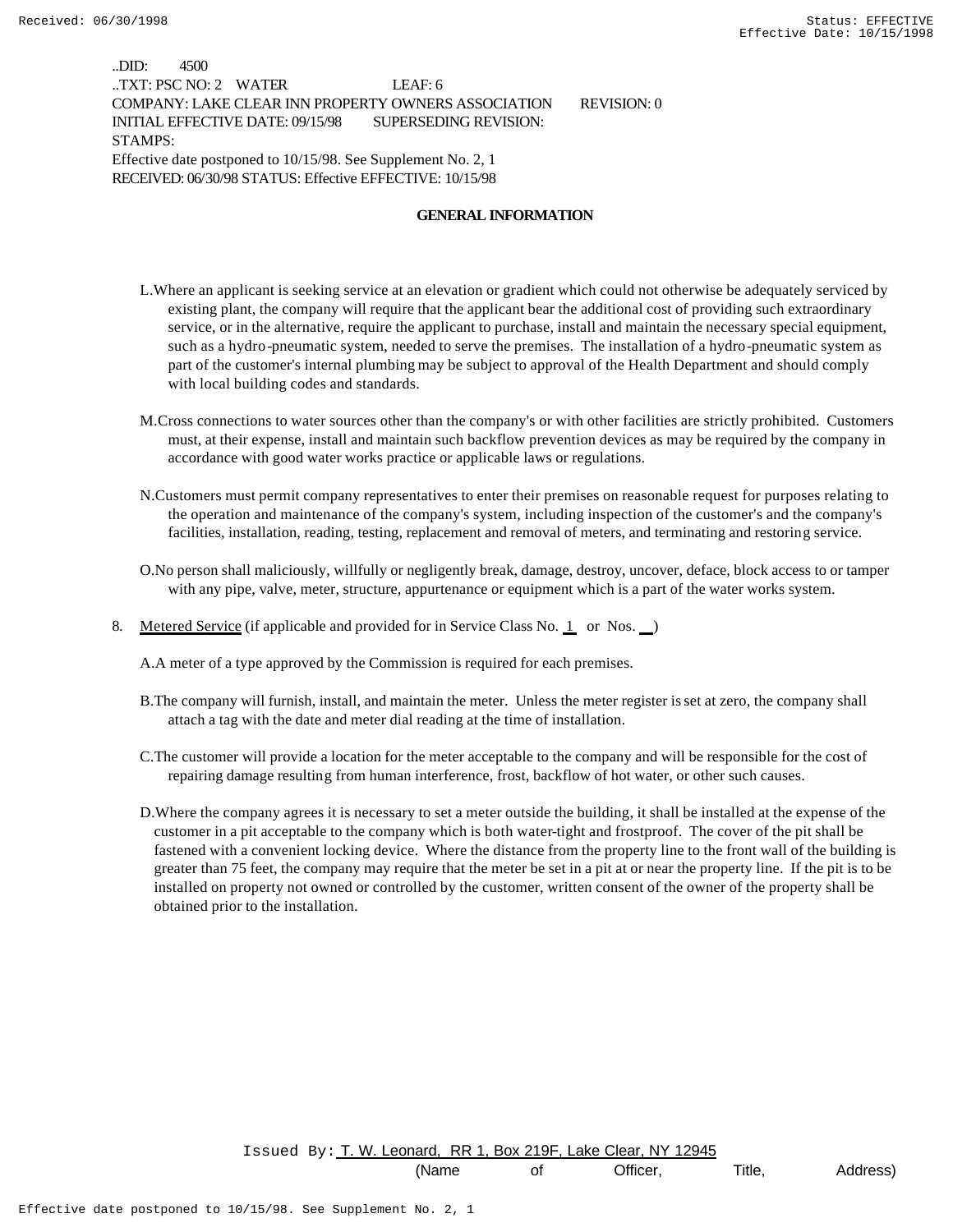..DID: 4500
..TXT: PSC NO: 2 WATER LEAF: 6
COMPANY: LAKE CLEAR INN PROPERTY OWNERS ASSOCIATION REVISION: 0
INITIAL EFFECTIVE DATE: 09/15/98 SUPERSEDING REVISION:
STAMPS:
Effective date postponed to 10/15/98. See Supplement No. 2, 1
RECEIVED: 06/30/98 STATUS: Effective EFFECTIVE: 10/15/98

## GENERAL INFORMATION

L. Where an applicant is seeking service at an elevation or gradient which could not otherwise be adequately serviced by existing plant, the company will require that the applicant bear the additional cost of providing such extraordinary service, or in the alternative, require the applicant to purchase, install and maintain the necessary special equipment, such as a hydro-pneumatic system, needed to serve the premises. The installation of a hydro-pneumatic system as part of the customer's internal plumbing may be subject to approval of the Health Department and should comply with local building codes and standards.

M. Cross connections to water sources other than the company's or with other facilities are strictly prohibited. Customers must, at their expense, install and maintain such backflow prevention devices as may be required by the company in accordance with good water works practice or applicable laws or regulations.

N. Customers must permit company representatives to enter their premises on reasonable request for purposes relating to the operation and maintenance of the company's system, including inspection of the customer's and the company's facilities, installation, reading, testing, replacement and removal of meters, and terminating and restoring service.

O. No person shall maliciously, willfully or negligently break, damage, destroy, uncover, deface, block access to or tamper with any pipe, valve, meter, structure, appurtenance or equipment which is a part of the water works system.

8. Metered Service (if applicable and provided for in Service Class No. 1 or Nos. __)

A. A meter of a type approved by the Commission is required for each premises.

B. The company will furnish, install, and maintain the meter. Unless the meter register is set at zero, the company shall attach a tag with the date and meter dial reading at the time of installation.

C. The customer will provide a location for the meter acceptable to the company and will be responsible for the cost of repairing damage resulting from human interference, frost, backflow of hot water, or other such causes.

D. Where the company agrees it is necessary to set a meter outside the building, it shall be installed at the expense of the customer in a pit acceptable to the company which is both water-tight and frostproof. The cover of the pit shall be fastened with a convenient locking device. Where the distance from the property line to the front wall of the building is greater than 75 feet, the company may require that the meter be set in a pit at or near the property line. If the pit is to be installed on property not owned or controlled by the customer, written consent of the owner of the property shall be obtained prior to the installation.

Issued By: T. W. Leonard, RR 1, Box 219F, Lake Clear, NY 12945
(Name of Officer, Title, Address)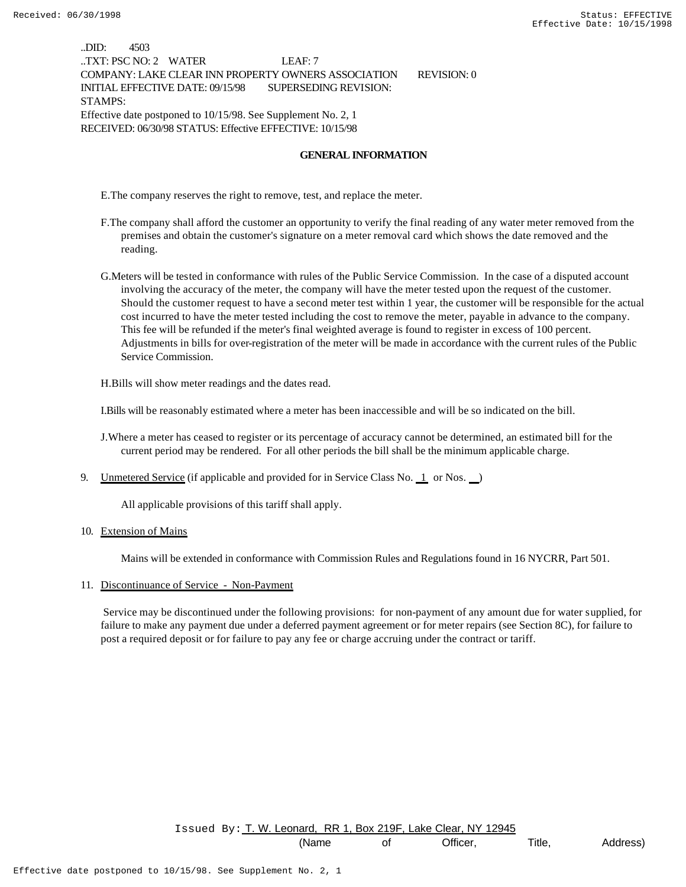..DID: 4503
..TXT: PSC NO: 2 WATER LEAF: 7
COMPANY: LAKE CLEAR INN PROPERTY OWNERS ASSOCIATION REVISION: 0
INITIAL EFFECTIVE DATE: 09/15/98 SUPERSEDING REVISION:
STAMPS:
Effective date postponed to 10/15/98. See Supplement No. 2, 1
RECEIVED: 06/30/98 STATUS: Effective EFFECTIVE: 10/15/98

## GENERAL INFORMATION

E. The company reserves the right to remove, test, and replace the meter.

F. The company shall afford the customer an opportunity to verify the final reading of any water meter removed from the premises and obtain the customer's signature on a meter removal card which shows the date removed and the reading.

G. Meters will be tested in conformance with rules of the Public Service Commission. In the case of a disputed account involving the accuracy of the meter, the company will have the meter tested upon the request of the customer. Should the customer request to have a second meter test within 1 year, the customer will be responsible for the actual cost incurred to have the meter tested including the cost to remove the meter, payable in advance to the company. This fee will be refunded if the meter's final weighted average is found to register in excess of 100 percent. Adjustments in bills for over-registration of the meter will be made in accordance with the current rules of the Public Service Commission.

H. Bills will show meter readings and the dates read.

I. Bills will be reasonably estimated where a meter has been inaccessible and will be so indicated on the bill.

J. Where a meter has ceased to register or its percentage of accuracy cannot be determined, an estimated bill for the current period may be rendered. For all other periods the bill shall be the minimum applicable charge.

9. Unmetered Service (if applicable and provided for in Service Class No. 1 or Nos. __)

   All applicable provisions of this tariff shall apply.

10. Extension of Mains

    Mains will be extended in conformance with Commission Rules and Regulations found in 16 NYCRR, Part 501.

11. Discontinuance of Service - Non-Payment

    Service may be discontinued under the following provisions: for non-payment of any amount due for water supplied, for failure to make any payment due under a deferred payment agreement or for meter repairs (see Section 8C), for failure to post a required deposit or for failure to pay any fee or charge accruing under the contract or tariff.

Issued By: T. W. Leonard, RR 1, Box 219F, Lake Clear, NY 12945
(Name of Officer, Title, Address)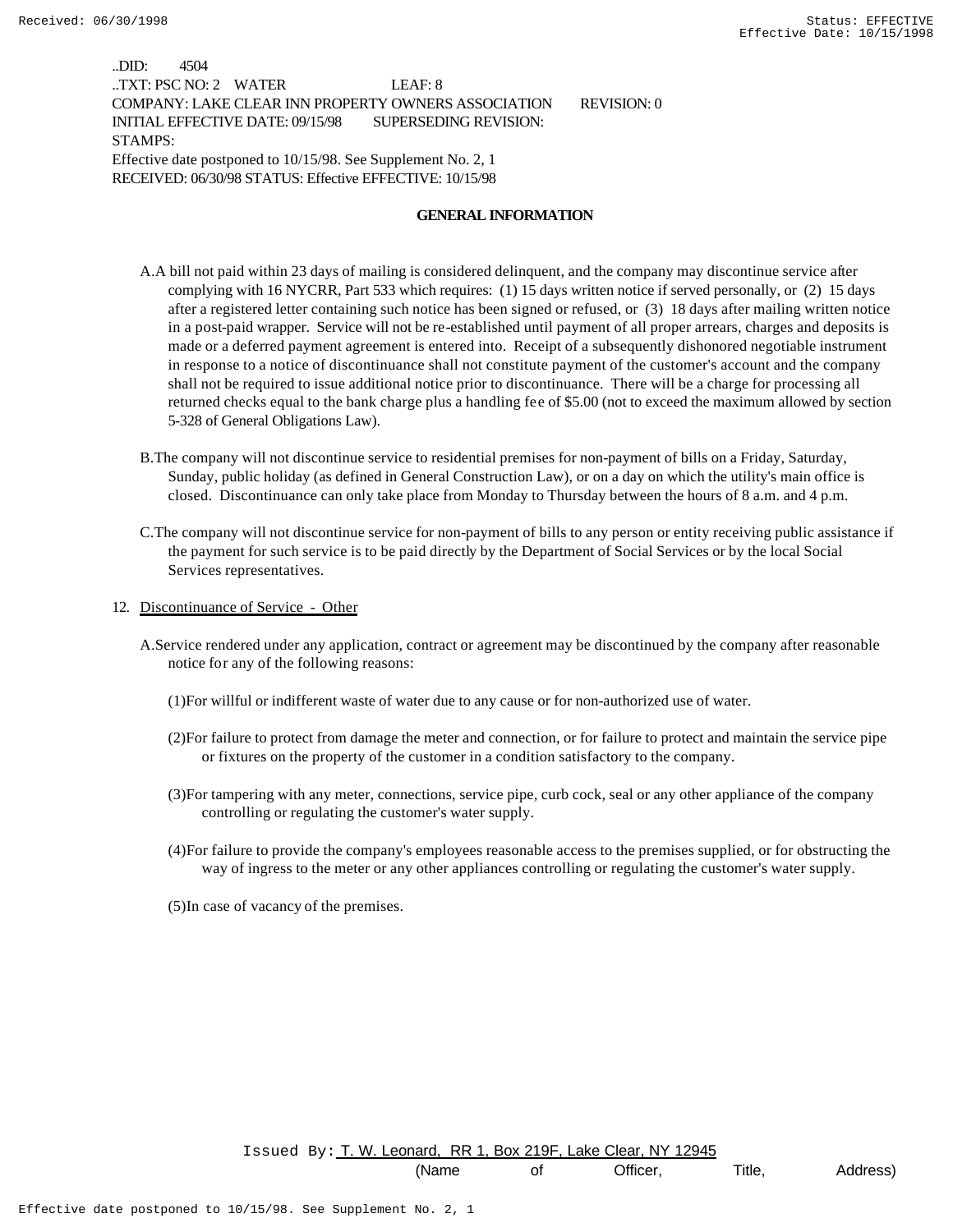..DID: 4504
..TXT: PSC NO: 2 WATER LEAF: 8
COMPANY: LAKE CLEAR INN PROPERTY OWNERS ASSOCIATION REVISION: 0
INITIAL EFFECTIVE DATE: 09/15/98 SUPERSEDING REVISION:
STAMPS:
Effective date postponed to 10/15/98. See Supplement No. 2, 1
RECEIVED: 06/30/98 STATUS: Effective EFFECTIVE: 10/15/98

## GENERAL INFORMATION

A. A bill not paid within 23 days of mailing is considered delinquent, and the company may discontinue service after complying with 16 NYCRR, Part 533 which requires: (1) 15 days written notice if served personally, or (2) 15 days after a registered letter containing such notice has been signed or refused, or (3) 18 days after mailing written notice in a post-paid wrapper. Service will not be re-established until payment of all proper arrears, charges and deposits is made or a deferred payment agreement is entered into. Receipt of a subsequently dishonored negotiable instrument in response to a notice of discontinuance shall not constitute payment of the customer's account and the company shall not be required to issue additional notice prior to discontinuance. There will be a charge for processing all returned checks equal to the bank charge plus a handling fee of $5.00 (not to exceed the maximum allowed by section 5-328 of General Obligations Law).

B. The company will not discontinue service to residential premises for non-payment of bills on a Friday, Saturday, Sunday, public holiday (as defined in General Construction Law), or on a day on which the utility's main office is closed. Discontinuance can only take place from Monday to Thursday between the hours of 8 a.m. and 4 p.m.

C. The company will not discontinue service for non-payment of bills to any person or entity receiving public assistance if the payment for such service is to be paid directly by the Department of Social Services or by the local Social Services representatives.

12. Discontinuance of Service - Other

A. Service rendered under any application, contract or agreement may be discontinued by the company after reasonable notice for any of the following reasons:

(1) For willful or indifferent waste of water due to any cause or for non-authorized use of water.

(2) For failure to protect from damage the meter and connection, or for failure to protect and maintain the service pipe or fixtures on the property of the customer in a condition satisfactory to the company.

(3) For tampering with any meter, connections, service pipe, curb cock, seal or any other appliance of the company controlling or regulating the customer's water supply.

(4) For failure to provide the company's employees reasonable access to the premises supplied, or for obstructing the way of ingress to the meter or any other appliances controlling or regulating the customer's water supply.

(5) In case of vacancy of the premises.

Issued By: T. W. Leonard, RR 1, Box 219F, Lake Clear, NY 12945
(Name of Officer, Title, Address)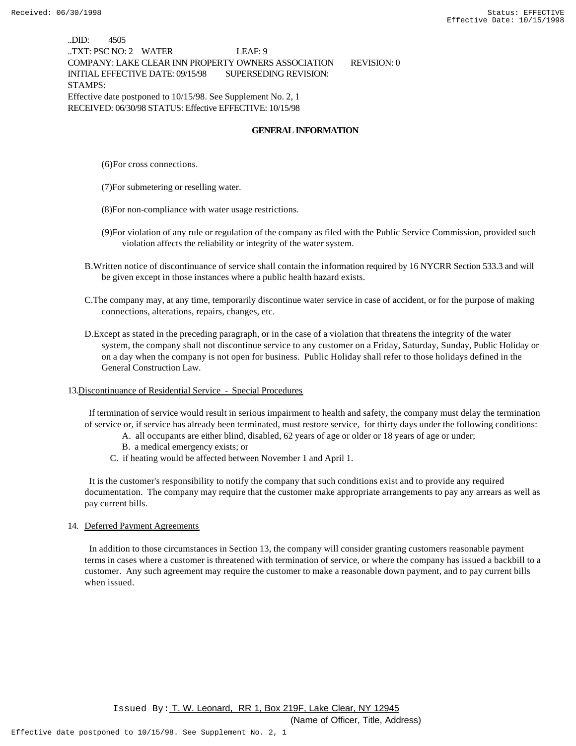..DID: 4505
..TXT: PSC NO: 2 WATER LEAF: 9
COMPANY: LAKE CLEAR INN PROPERTY OWNERS ASSOCIATION REVISION: 0
INITIAL EFFECTIVE DATE: 09/15/98 SUPERSEDING REVISION:
STAMPS:
Effective date postponed to 10/15/98. See Supplement No. 2, 1
RECEIVED: 06/30/98 STATUS: Effective EFFECTIVE: 10/15/98

## GENERAL INFORMATION

(6) For cross connections.

(7) For submetering or reselling water.

(8) For non-compliance with water usage restrictions.

(9) For violation of any rule or regulation of the company as filed with the Public Service Commission, provided such violation affects the reliability or integrity of the water system.

B. Written notice of discontinuance of service shall contain the information required by 16 NYCRR Section 533.3 and will be given except in those instances where a public health hazard exists.

C. The company may, at any time, temporarily discontinue water service in case of accident, or for the purpose of making connections, alterations, repairs, changes, etc.

D. Except as stated in the preceding paragraph, or in the case of a violation that threatens the integrity of the water system, the company shall not discontinue service to any customer on a Friday, Saturday, Sunday, Public Holiday or on a day when the company is not open for business. Public Holiday shall refer to those holidays defined in the General Construction Law.

13. Discontinuance of Residential Service - Special Procedures

If termination of service would result in serious impairment to health and safety, the company must delay the termination of service or, if service has already been terminated, must restore service, for thirty days under the following conditions:

A. all occupants are either blind, disabled, 62 years of age or older or 18 years of age or under;

B. a medical emergency exists; or

C. if heating would be affected between November 1 and April 1.

It is the customer's responsibility to notify the company that such conditions exist and to provide any required documentation. The company may require that the customer make appropriate arrangements to pay any arrears as well as pay current bills.

14. Deferred Payment Agreements

In addition to those circumstances in Section 13, the company will consider granting customers reasonable payment terms in cases where a customer is threatened with termination of service, or where the company has issued a backbill to a customer. Any such agreement may require the customer to make a reasonable down payment, and to pay current bills when issued.

Issued By: T. W. Leonard, RR 1, Box 219F, Lake Clear, NY 12945
(Name of Officer, Title, Address)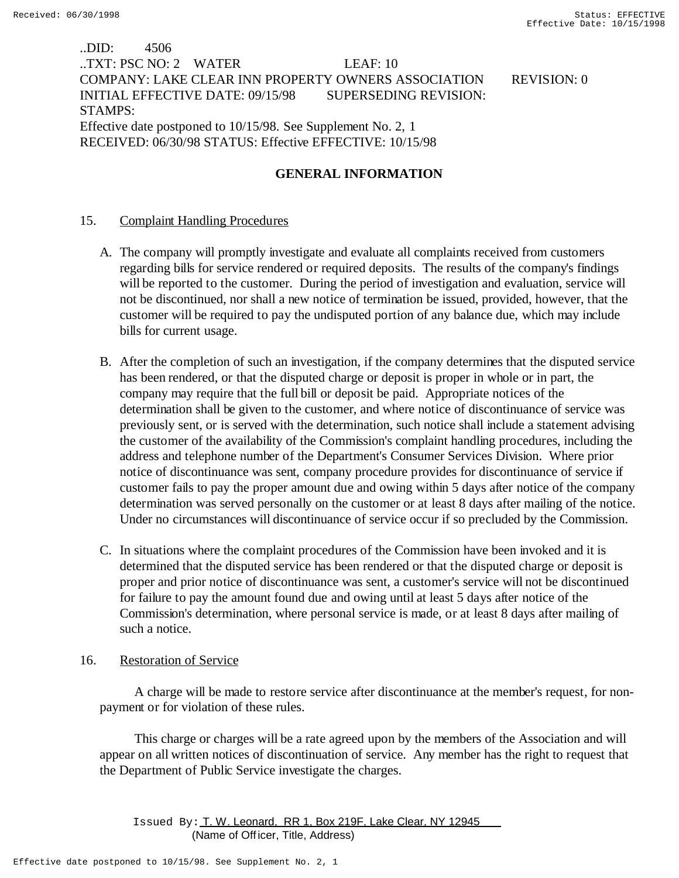..DID: 4506
..TXT: PSC NO: 2 WATER LEAF: 10
COMPANY: LAKE CLEAR INN PROPERTY OWNERS ASSOCIATION REVISION: 0
INITIAL EFFECTIVE DATE: 09/15/98 SUPERSEDING REVISION:
STAMPS:
Effective date postponed to 10/15/98. See Supplement No. 2, 1
RECEIVED: 06/30/98 STATUS: Effective EFFECTIVE: 10/15/98

## GENERAL INFORMATION

15. Complaint Handling Procedures

A. The company will promptly investigate and evaluate all complaints received from customers regarding bills for service rendered or required deposits. The results of the company's findings will be reported to the customer. During the period of investigation and evaluation, service will not be discontinued, nor shall a new notice of termination be issued, provided, however, that the customer will be required to pay the undisputed portion of any balance due, which may include bills for current usage.

B. After the completion of such an investigation, if the company determines that the disputed service has been rendered, or that the disputed charge or deposit is proper in whole or in part, the company may require that the full bill or deposit be paid. Appropriate notices of the determination shall be given to the customer, and where notice of discontinuance of service was previously sent, or is served with the determination, such notice shall include a statement advising the customer of the availability of the Commission's complaint handling procedures, including the address and telephone number of the Department's Consumer Services Division. Where prior notice of discontinuance was sent, company procedure provides for discontinuance of service if customer fails to pay the proper amount due and owing within 5 days after notice of the company determination was served personally on the customer or at least 8 days after mailing of the notice. Under no circumstances will discontinuance of service occur if so precluded by the Commission.

C. In situations where the complaint procedures of the Commission have been invoked and it is determined that the disputed service has been rendered or that the disputed charge or deposit is proper and prior notice of discontinuance was sent, a customer's service will not be discontinued for failure to pay the amount found due and owing until at least 5 days after notice of the Commission's determination, where personal service is made, or at least 8 days after mailing of such a notice.

16. Restoration of Service

A charge will be made to restore service after discontinuance at the member's request, for non-payment or for violation of these rules.

This charge or charges will be a rate agreed upon by the members of the Association and will appear on all written notices of discontinuation of service. Any member has the right to request that the Department of Public Service investigate the charges.

Issued By: T. W. Leonard, RR 1, Box 219F, Lake Clear, NY 12945
(Name of Officer, Title, Address)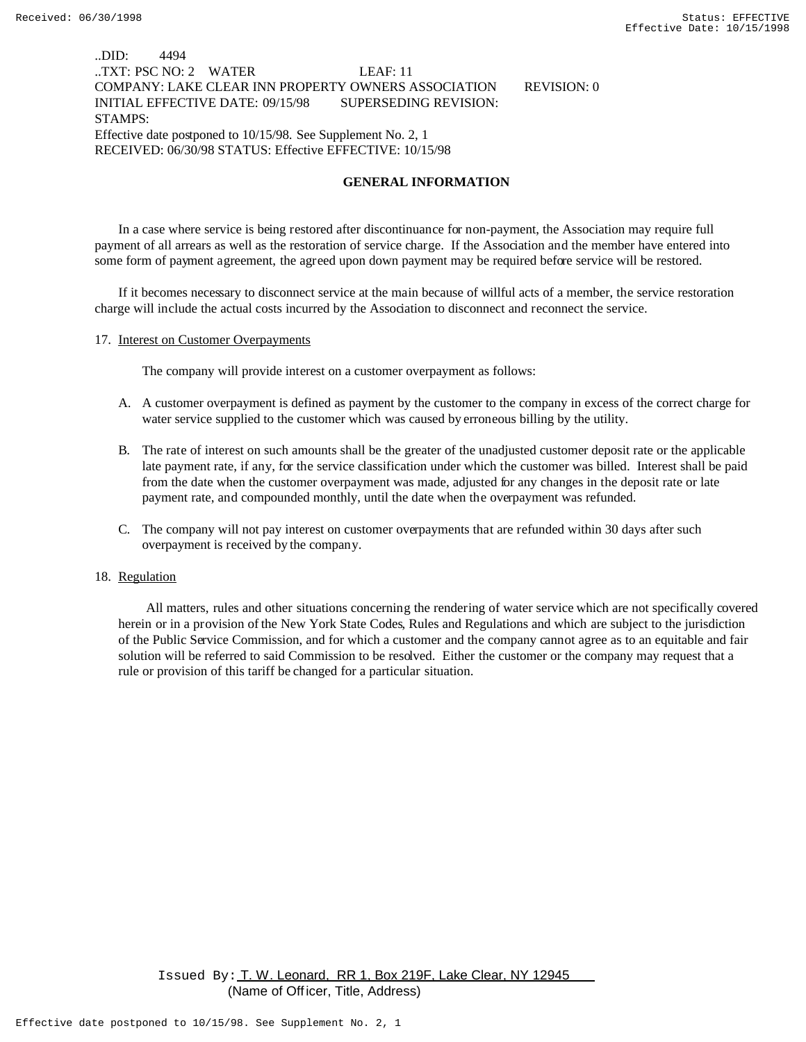..DID: 4494
..TXT: PSC NO: 2 WATER LEAF: 11
COMPANY: LAKE CLEAR INN PROPERTY OWNERS ASSOCIATION REVISION: 0
INITIAL EFFECTIVE DATE: 09/15/98 SUPERSEDING REVISION:
STAMPS:
Effective date postponed to 10/15/98. See Supplement No. 2, 1
RECEIVED: 06/30/98 STATUS: Effective EFFECTIVE: 10/15/98

## GENERAL INFORMATION

In a case where service is being restored after discontinuance for non-payment, the Association may require full payment of all arrears as well as the restoration of service charge. If the Association and the member have entered into some form of payment agreement, the agreed upon down payment may be required before service will be restored.

If it becomes necessary to disconnect service at the main because of willful acts of a member, the service restoration charge will include the actual costs incurred by the Association to disconnect and reconnect the service.

17. Interest on Customer Overpayments

The company will provide interest on a customer overpayment as follows:

A. A customer overpayment is defined as payment by the customer to the company in excess of the correct charge for water service supplied to the customer which was caused by erroneous billing by the utility.

B. The rate of interest on such amounts shall be the greater of the unadjusted customer deposit rate or the applicable late payment rate, if any, for the service classification under which the customer was billed. Interest shall be paid from the date when the customer overpayment was made, adjusted for any changes in the deposit rate or late payment rate, and compounded monthly, until the date when the overpayment was refunded.

C. The company will not pay interest on customer overpayments that are refunded within 30 days after such overpayment is received by the company.

18. Regulation

All matters, rules and other situations concerning the rendering of water service which are not specifically covered herein or in a provision of the New York State Codes, Rules and Regulations and which are subject to the jurisdiction of the Public Service Commission, and for which a customer and the company cannot agree as to an equitable and fair solution will be referred to said Commission to be resolved. Either the customer or the company may request that a rule or provision of this tariff be changed for a particular situation.

Issued By: T. W. Leonard, RR 1, Box 219F, Lake Clear, NY 12945
(Name of Officer, Title, Address)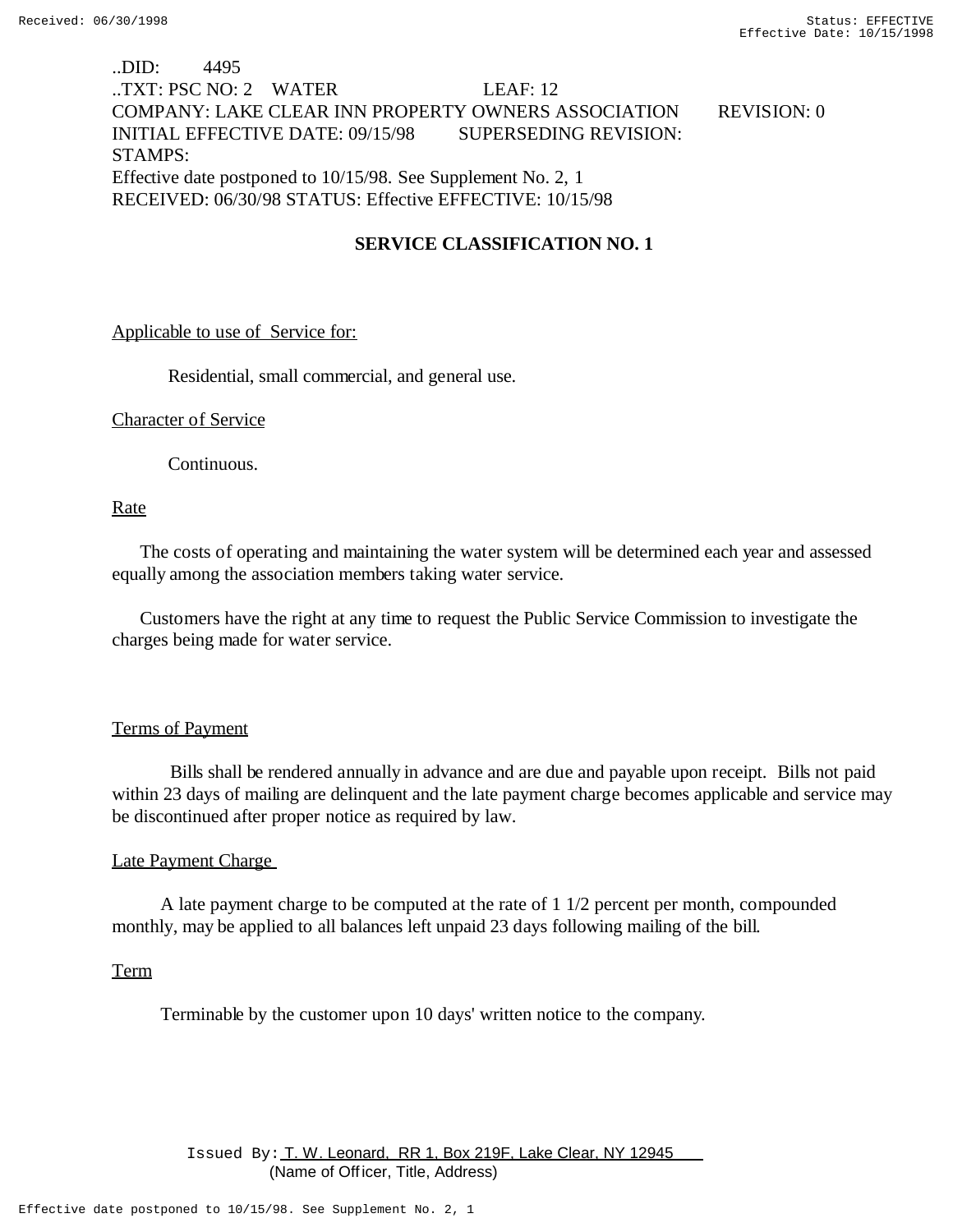..DID: 4495
..TXT: PSC NO: 2 WATER LEAF: 12
COMPANY: LAKE CLEAR INN PROPERTY OWNERS ASSOCIATION REVISION: 0
INITIAL EFFECTIVE DATE: 09/15/98 SUPERSEDING REVISION:
STAMPS:
Effective date postponed to 10/15/98. See Supplement No. 2, 1
RECEIVED: 06/30/98 STATUS: Effective EFFECTIVE: 10/15/98

## SERVICE CLASSIFICATION NO. 1

Applicable to use of Service for:

Residential, small commercial, and general use.

Character of Service

Continuous.

Rate

The costs of operating and maintaining the water system will be determined each year and assessed equally among the association members taking water service.

Customers have the right at any time to request the Public Service Commission to investigate the charges being made for water service.

Terms of Payment

Bills shall be rendered annually in advance and are due and payable upon receipt. Bills not paid within 23 days of mailing are delinquent and the late payment charge becomes applicable and service may be discontinued after proper notice as required by law.

Late Payment Charge

A late payment charge to be computed at the rate of 1 1/2 percent per month, compounded monthly, may be applied to all balances left unpaid 23 days following mailing of the bill.

Term

Terminable by the customer upon 10 days' written notice to the company.

Issued By: T. W. Leonard, RR 1, Box 219F, Lake Clear, NY 12945
(Name of Officer, Title, Address)